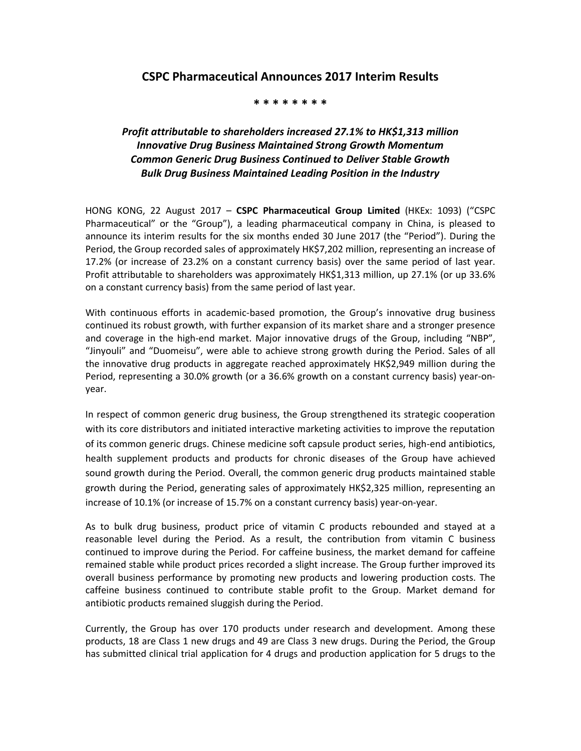# CSPC Pharmaceutical Announces 2017 Interim Results

\* \* \* \* \* \* \* \*

***Profit attributable to shareholders increased 27.1% to HK$1,313 million***
***Innovative Drug Business Maintained Strong Growth Momentum***
***Common Generic Drug Business Continued to Deliver Stable Growth***
***Bulk Drug Business Maintained Leading Position in the Industry***

HONG KONG, 22 August 2017 – **CSPC Pharmaceutical Group Limited** (HKEx: 1093) ("CSPC Pharmaceutical" or the "Group"), a leading pharmaceutical company in China, is pleased to announce its interim results for the six months ended 30 June 2017 (the "Period"). During the Period, the Group recorded sales of approximately HK$7,202 million, representing an increase of 17.2% (or increase of 23.2% on a constant currency basis) over the same period of last year. Profit attributable to shareholders was approximately HK$1,313 million, up 27.1% (or up 33.6% on a constant currency basis) from the same period of last year.

With continuous efforts in academic-based promotion, the Group's innovative drug business continued its robust growth, with further expansion of its market share and a stronger presence and coverage in the high-end market. Major innovative drugs of the Group, including "NBP", "Jinyouli" and "Duomeisu", were able to achieve strong growth during the Period. Sales of all the innovative drug products in aggregate reached approximately HK$2,949 million during the Period, representing a 30.0% growth (or a 36.6% growth on a constant currency basis) year-on-year.

In respect of common generic drug business, the Group strengthened its strategic cooperation with its core distributors and initiated interactive marketing activities to improve the reputation of its common generic drugs. Chinese medicine soft capsule product series, high-end antibiotics, health supplement products and products for chronic diseases of the Group have achieved sound growth during the Period. Overall, the common generic drug products maintained stable growth during the Period, generating sales of approximately HK$2,325 million, representing an increase of 10.1% (or increase of 15.7% on a constant currency basis) year-on-year.

As to bulk drug business, product price of vitamin C products rebounded and stayed at a reasonable level during the Period. As a result, the contribution from vitamin C business continued to improve during the Period. For caffeine business, the market demand for caffeine remained stable while product prices recorded a slight increase. The Group further improved its overall business performance by promoting new products and lowering production costs. The caffeine business continued to contribute stable profit to the Group. Market demand for antibiotic products remained sluggish during the Period.

Currently, the Group has over 170 products under research and development. Among these products, 18 are Class 1 new drugs and 49 are Class 3 new drugs. During the Period, the Group has submitted clinical trial application for 4 drugs and production application for 5 drugs to the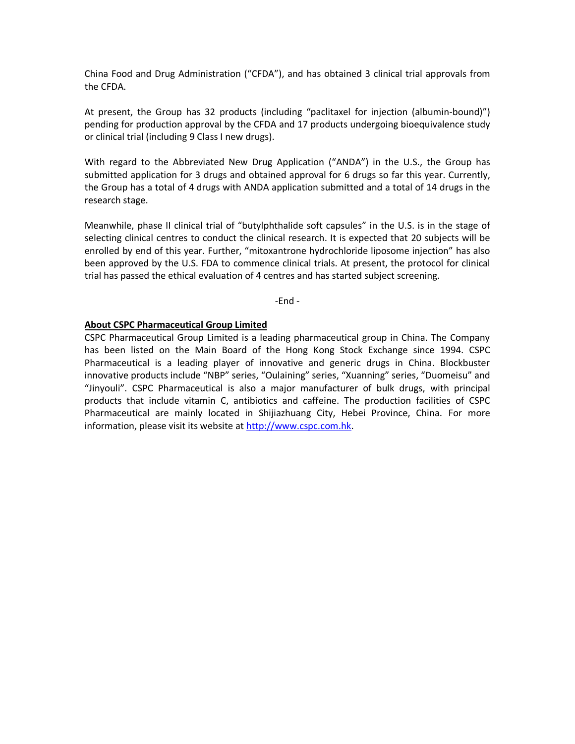China Food and Drug Administration ("CFDA"), and has obtained 3 clinical trial approvals from the CFDA.

At present, the Group has 32 products (including "paclitaxel for injection (albumin-bound)") pending for production approval by the CFDA and 17 products undergoing bioequivalence study or clinical trial (including 9 Class I new drugs).

With regard to the Abbreviated New Drug Application ("ANDA") in the U.S., the Group has submitted application for 3 drugs and obtained approval for 6 drugs so far this year. Currently, the Group has a total of 4 drugs with ANDA application submitted and a total of 14 drugs in the research stage.

Meanwhile, phase II clinical trial of "butylphthalide soft capsules" in the U.S. is in the stage of selecting clinical centres to conduct the clinical research. It is expected that 20 subjects will be enrolled by end of this year. Further, "mitoxantrone hydrochloride liposome injection" has also been approved by the U.S. FDA to commence clinical trials. At present, the protocol for clinical trial has passed the ethical evaluation of 4 centres and has started subject screening.

-End -

**About CSPC Pharmaceutical Group Limited**

CSPC Pharmaceutical Group Limited is a leading pharmaceutical group in China. The Company has been listed on the Main Board of the Hong Kong Stock Exchange since 1994. CSPC Pharmaceutical is a leading player of innovative and generic drugs in China. Blockbuster innovative products include "NBP" series, "Oulaining" series, "Xuanning" series, "Duomeisu" and "Jinyouli". CSPC Pharmaceutical is also a major manufacturer of bulk drugs, with principal products that include vitamin C, antibiotics and caffeine. The production facilities of CSPC Pharmaceutical are mainly located in Shijiazhuang City, Hebei Province, China. For more information, please visit its website at http://www.cspc.com.hk.